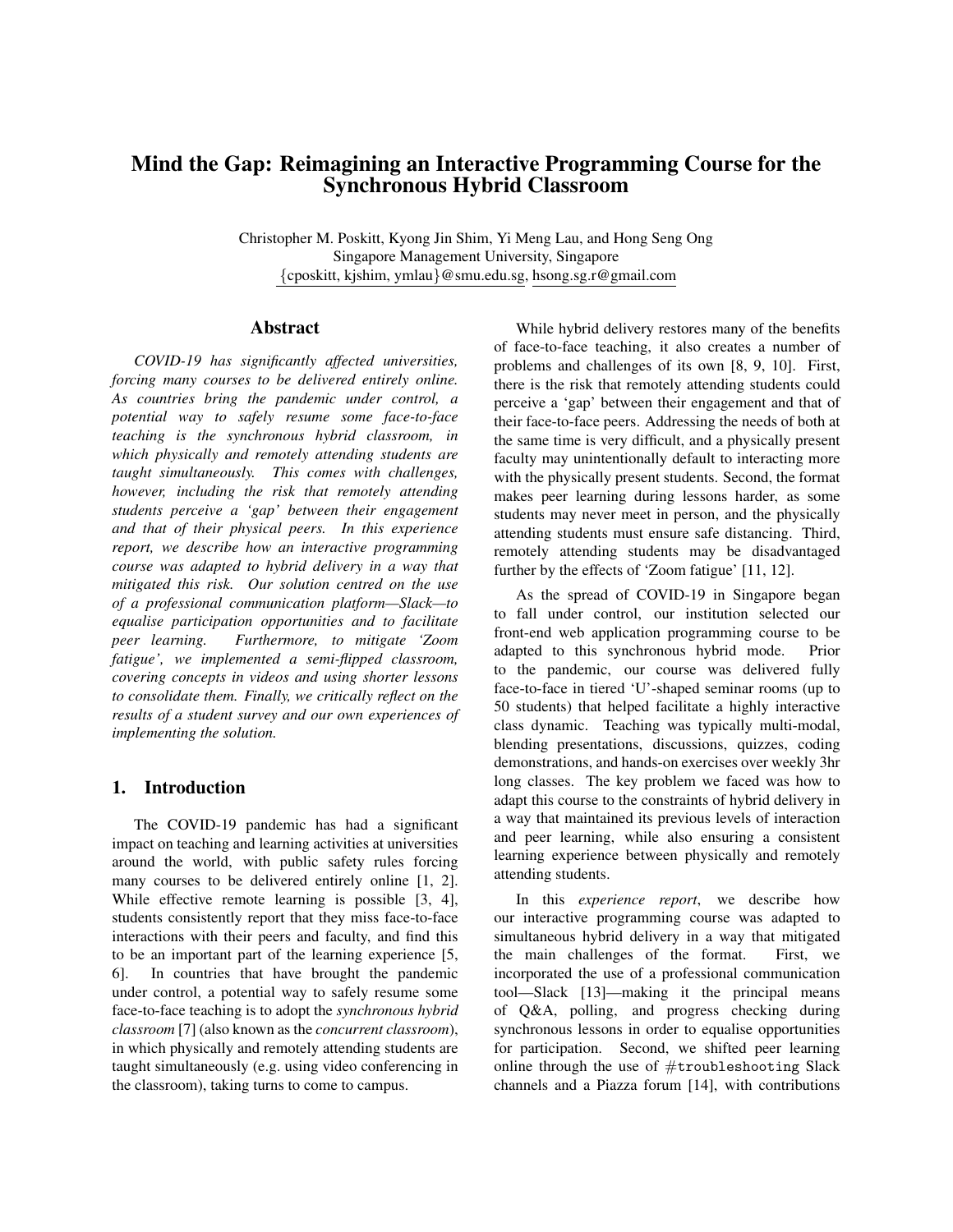# Mind the Gap: Reimagining an Interactive Programming Course for the Synchronous Hybrid Classroom

Christopher M. Poskitt, Kyong Jin Shim, Yi Meng Lau, and Hong Seng Ong
Singapore Management University, Singapore
{cposkitt, kjshim, ymlau}@smu.edu.sg, hsong.sg.r@gmail.com

## Abstract

*COVID-19 has significantly affected universities, forcing many courses to be delivered entirely online. As countries bring the pandemic under control, a potential way to safely resume some face-to-face teaching is the synchronous hybrid classroom, in which physically and remotely attending students are taught simultaneously. This comes with challenges, however, including the risk that remotely attending students perceive a 'gap' between their engagement and that of their physical peers. In this experience report, we describe how an interactive programming course was adapted to hybrid delivery in a way that mitigated this risk. Our solution centred on the use of a professional communication platform—Slack—to equalise participation opportunities and to facilitate peer learning. Furthermore, to mitigate 'Zoom fatigue', we implemented a semi-flipped classroom, covering concepts in videos and using shorter lessons to consolidate them. Finally, we critically reflect on the results of a student survey and our own experiences of implementing the solution.*

## 1. Introduction

The COVID-19 pandemic has had a significant impact on teaching and learning activities at universities around the world, with public safety rules forcing many courses to be delivered entirely online [1, 2]. While effective remote learning is possible [3, 4], students consistently report that they miss face-to-face interactions with their peers and faculty, and find this to be an important part of the learning experience [5, 6]. In countries that have brought the pandemic under control, a potential way to safely resume some face-to-face teaching is to adopt the *synchronous hybrid classroom* [7] (also known as the *concurrent classroom*), in which physically and remotely attending students are taught simultaneously (e.g. using video conferencing in the classroom), taking turns to come to campus.

While hybrid delivery restores many of the benefits of face-to-face teaching, it also creates a number of problems and challenges of its own [8, 9, 10]. First, there is the risk that remotely attending students could perceive a 'gap' between their engagement and that of their face-to-face peers. Addressing the needs of both at the same time is very difficult, and a physically present faculty may unintentionally default to interacting more with the physically present students. Second, the format makes peer learning during lessons harder, as some students may never meet in person, and the physically attending students must ensure safe distancing. Third, remotely attending students may be disadvantaged further by the effects of 'Zoom fatigue' [11, 12].

As the spread of COVID-19 in Singapore began to fall under control, our institution selected our front-end web application programming course to be adapted to this synchronous hybrid mode. Prior to the pandemic, our course was delivered fully face-to-face in tiered 'U'-shaped seminar rooms (up to 50 students) that helped facilitate a highly interactive class dynamic. Teaching was typically multi-modal, blending presentations, discussions, quizzes, coding demonstrations, and hands-on exercises over weekly 3hr long classes. The key problem we faced was how to adapt this course to the constraints of hybrid delivery in a way that maintained its previous levels of interaction and peer learning, while also ensuring a consistent learning experience between physically and remotely attending students.

In this *experience report*, we describe how our interactive programming course was adapted to simultaneous hybrid delivery in a way that mitigated the main challenges of the format. First, we incorporated the use of a professional communication tool—Slack [13]—making it the principal means of Q&A, polling, and progress checking during synchronous lessons in order to equalise opportunities for participation. Second, we shifted peer learning online through the use of `#troubleshooting` Slack channels and a Piazza forum [14], with contributions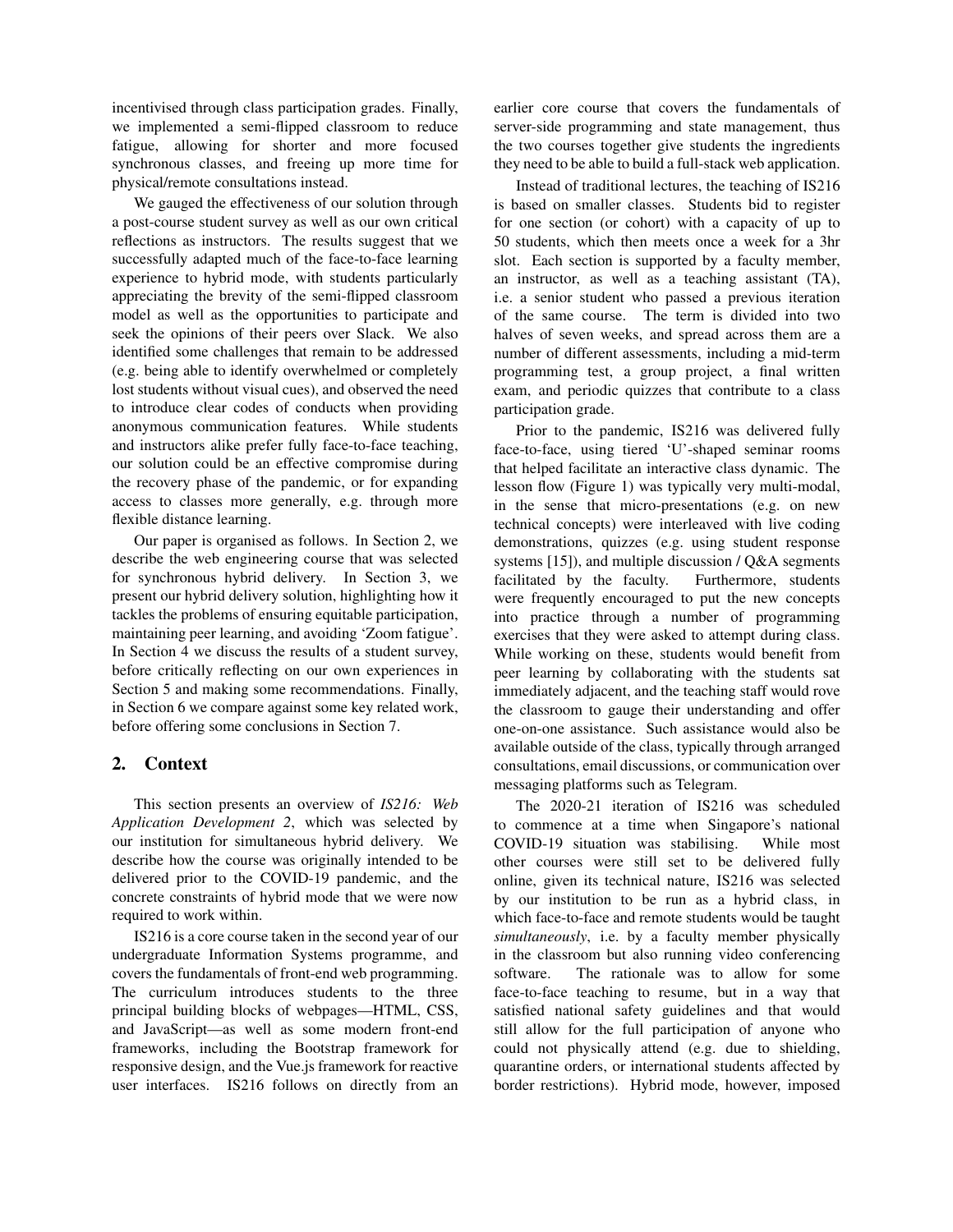incentivised through class participation grades. Finally, we implemented a semi-flipped classroom to reduce fatigue, allowing for shorter and more focused synchronous classes, and freeing up more time for physical/remote consultations instead.

We gauged the effectiveness of our solution through a post-course student survey as well as our own critical reflections as instructors. The results suggest that we successfully adapted much of the face-to-face learning experience to hybrid mode, with students particularly appreciating the brevity of the semi-flipped classroom model as well as the opportunities to participate and seek the opinions of their peers over Slack. We also identified some challenges that remain to be addressed (e.g. being able to identify overwhelmed or completely lost students without visual cues), and observed the need to introduce clear codes of conducts when providing anonymous communication features. While students and instructors alike prefer fully face-to-face teaching, our solution could be an effective compromise during the recovery phase of the pandemic, or for expanding access to classes more generally, e.g. through more flexible distance learning.

Our paper is organised as follows. In Section 2, we describe the web engineering course that was selected for synchronous hybrid delivery. In Section 3, we present our hybrid delivery solution, highlighting how it tackles the problems of ensuring equitable participation, maintaining peer learning, and avoiding 'Zoom fatigue'. In Section 4 we discuss the results of a student survey, before critically reflecting on our own experiences in Section 5 and making some recommendations. Finally, in Section 6 we compare against some key related work, before offering some conclusions in Section 7.

## 2. Context

This section presents an overview of *IS216: Web Application Development 2*, which was selected by our institution for simultaneous hybrid delivery. We describe how the course was originally intended to be delivered prior to the COVID-19 pandemic, and the concrete constraints of hybrid mode that we were now required to work within.

IS216 is a core course taken in the second year of our undergraduate Information Systems programme, and covers the fundamentals of front-end web programming. The curriculum introduces students to the three principal building blocks of webpages—HTML, CSS, and JavaScript—as well as some modern front-end frameworks, including the Bootstrap framework for responsive design, and the Vue.js framework for reactive user interfaces. IS216 follows on directly from an earlier core course that covers the fundamentals of server-side programming and state management, thus the two courses together give students the ingredients they need to be able to build a full-stack web application.

Instead of traditional lectures, the teaching of IS216 is based on smaller classes. Students bid to register for one section (or cohort) with a capacity of up to 50 students, which then meets once a week for a 3hr slot. Each section is supported by a faculty member, an instructor, as well as a teaching assistant (TA), i.e. a senior student who passed a previous iteration of the same course. The term is divided into two halves of seven weeks, and spread across them are a number of different assessments, including a mid-term programming test, a group project, a final written exam, and periodic quizzes that contribute to a class participation grade.

Prior to the pandemic, IS216 was delivered fully face-to-face, using tiered 'U'-shaped seminar rooms that helped facilitate an interactive class dynamic. The lesson flow (Figure 1) was typically very multi-modal, in the sense that micro-presentations (e.g. on new technical concepts) were interleaved with live coding demonstrations, quizzes (e.g. using student response systems [15]), and multiple discussion / Q&A segments facilitated by the faculty. Furthermore, students were frequently encouraged to put the new concepts into practice through a number of programming exercises that they were asked to attempt during class. While working on these, students would benefit from peer learning by collaborating with the students sat immediately adjacent, and the teaching staff would rove the classroom to gauge their understanding and offer one-on-one assistance. Such assistance would also be available outside of the class, typically through arranged consultations, email discussions, or communication over messaging platforms such as Telegram.

The 2020-21 iteration of IS216 was scheduled to commence at a time when Singapore's national COVID-19 situation was stabilising. While most other courses were still set to be delivered fully online, given its technical nature, IS216 was selected by our institution to be run as a hybrid class, in which face-to-face and remote students would be taught *simultaneously*, i.e. by a faculty member physically in the classroom but also running video conferencing software. The rationale was to allow for some face-to-face teaching to resume, but in a way that satisfied national safety guidelines and that would still allow for the full participation of anyone who could not physically attend (e.g. due to shielding, quarantine orders, or international students affected by border restrictions). Hybrid mode, however, imposed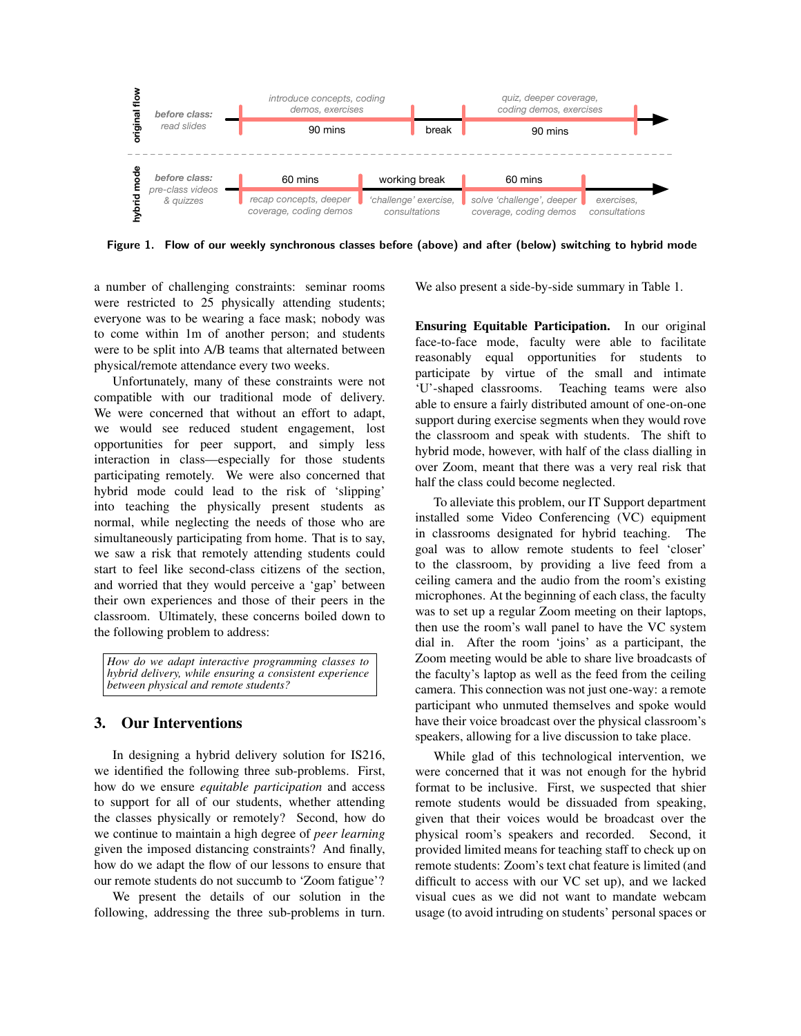Figure 1. Flow of our weekly synchronous classes before (above) and after (below) switching to hybrid mode

a number of challenging constraints: seminar rooms were restricted to 25 physically attending students; everyone was to be wearing a face mask; nobody was to come within 1m of another person; and students were to be split into A/B teams that alternated between physical/remote attendance every two weeks.

Unfortunately, many of these constraints were not compatible with our traditional mode of delivery. We were concerned that without an effort to adapt, we would see reduced student engagement, lost opportunities for peer support, and simply less interaction in class—especially for those students participating remotely. We were also concerned that hybrid mode could lead to the risk of 'slipping' into teaching the physically present students as normal, while neglecting the needs of those who are simultaneously participating from home. That is to say, we saw a risk that remotely attending students could start to feel like second-class citizens of the section, and worried that they would perceive a 'gap' between their own experiences and those of their peers in the classroom. Ultimately, these concerns boiled down to the following problem to address:

> *How do we adapt interactive programming classes to hybrid delivery, while ensuring a consistent experience between physical and remote students?*

## 3. Our Interventions

In designing a hybrid delivery solution for IS216, we identified the following three sub-problems. First, how do we ensure *equitable participation* and access to support for all of our students, whether attending the classes physically or remotely? Second, how do we continue to maintain a high degree of *peer learning* given the imposed distancing constraints? And finally, how do we adapt the flow of our lessons to ensure that our remote students do not succumb to 'Zoom fatigue'?

We present the details of our solution in the following, addressing the three sub-problems in turn. We also present a side-by-side summary in Table 1.

**Ensuring Equitable Participation.** In our original face-to-face mode, faculty were able to facilitate reasonably equal opportunities for students to participate by virtue of the small and intimate 'U'-shaped classrooms. Teaching teams were also able to ensure a fairly distributed amount of one-on-one support during exercise segments when they would rove the classroom and speak with students. The shift to hybrid mode, however, with half of the class dialling in over Zoom, meant that there was a very real risk that half the class could become neglected.

To alleviate this problem, our IT Support department installed some Video Conferencing (VC) equipment in classrooms designated for hybrid teaching. The goal was to allow remote students to feel 'closer' to the classroom, by providing a live feed from a ceiling camera and the audio from the room's existing microphones. At the beginning of each class, the faculty was to set up a regular Zoom meeting on their laptops, then use the room's wall panel to have the VC system dial in. After the room 'joins' as a participant, the Zoom meeting would be able to share live broadcasts of the faculty's laptop as well as the feed from the ceiling camera. This connection was not just one-way: a remote participant who unmuted themselves and spoke would have their voice broadcast over the physical classroom's speakers, allowing for a live discussion to take place.

While glad of this technological intervention, we were concerned that it was not enough for the hybrid format to be inclusive. First, we suspected that shier remote students would be dissuaded from speaking, given that their voices would be broadcast over the physical room's speakers and recorded. Second, it provided limited means for teaching staff to check up on remote students: Zoom's text chat feature is limited (and difficult to access with our VC set up), and we lacked visual cues as we did not want to mandate webcam usage (to avoid intruding on students' personal spaces or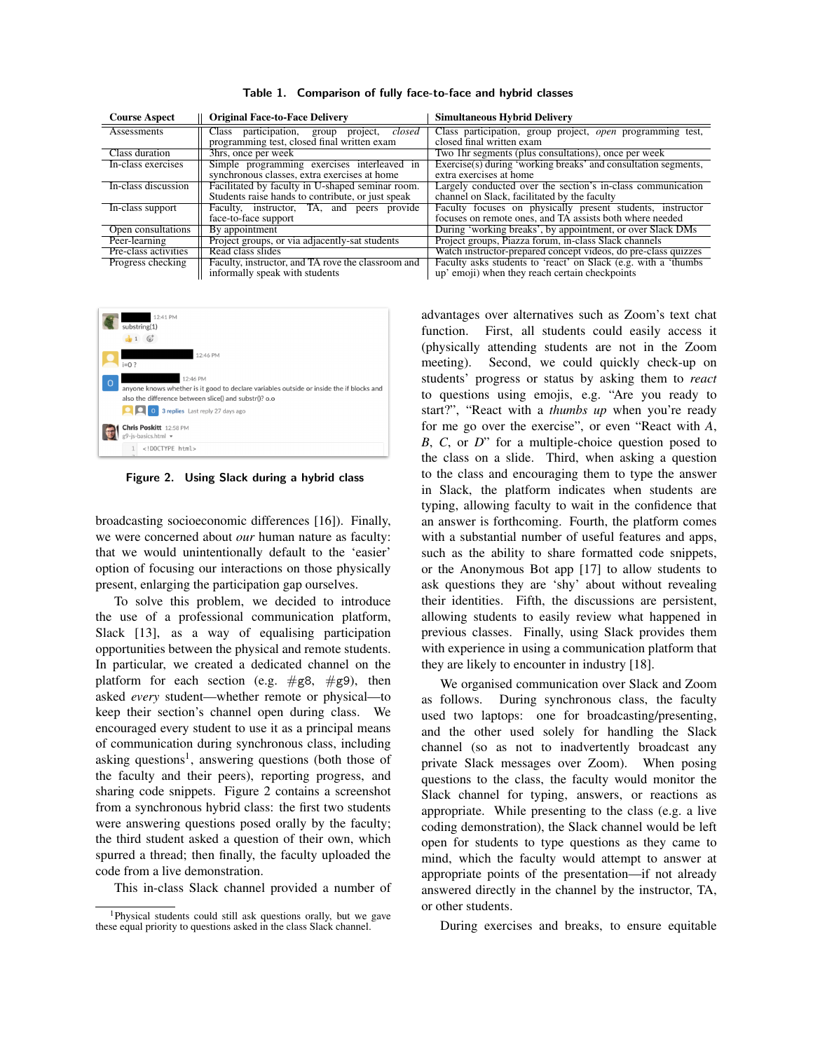Table 1. Comparison of fully face-to-face and hybrid classes

| Course Aspect | Original Face-to-Face Delivery | Simultaneous Hybrid Delivery |
|---|---|---|
| Assessments | Class participation, group project, *closed* programming test, closed final written exam | Class participation, group project, *open* programming test, closed final written exam |
| Class duration | 3hrs, once per week | Two 1hr segments (plus consultations), once per week |
| In-class exercises | Simple programming exercises interleaved in synchronous classes, extra exercises at home | Exercise(s) during 'working breaks' and consultation segments, extra exercises at home |
| In-class discussion | Facilitated by faculty in U-shaped seminar room. Students raise hands to contribute, or just speak | Largely conducted over the section's in-class communication channel on Slack, facilitated by the faculty |
| In-class support | Faculty, instructor, TA, and peers provide face-to-face support | Faculty focuses on physically present students, instructor focuses on remote ones, and TA assists both where needed |
| Open consultations | By appointment | During 'working breaks', by appointment, or over Slack DMs |
| Peer-learning | Project groups, or via adjacently-sat students | Project groups, Piazza forum, in-class Slack channels |
| Pre-class activities | Read class slides | Watch instructor-prepared concept videos, do pre-class quizzes |
| Progress checking | Faculty, instructor, and TA rove the classroom and informally speak with students | Faculty asks students to 'react' on Slack (e.g. with a 'thumbs up' emoji) when they reach certain checkpoints |

Figure 2. Using Slack during a hybrid class

broadcasting socioeconomic differences [16]). Finally, we were concerned about *our* human nature as faculty: that we would unintentionally default to the 'easier' option of focusing our interactions on those physically present, enlarging the participation gap ourselves.

To solve this problem, we decided to introduce the use of a professional communication platform, Slack [13], as a way of equalising participation opportunities between the physical and remote students. In particular, we created a dedicated channel on the platform for each section (e.g. #g8, #g9), then asked *every* student—whether remote or physical—to keep their section's channel open during class. We encouraged every student to use it as a principal means of communication during synchronous class, including asking questions[1], answering questions (both those of the faculty and their peers), reporting progress, and sharing code snippets. Figure 2 contains a screenshot from a synchronous hybrid class: the first two students were answering questions posed orally by the faculty; the third student asked a question of their own, which spurred a thread; then finally, the faculty uploaded the code from a live demonstration.

This in-class Slack channel provided a number of advantages over alternatives such as Zoom's text chat function. First, all students could easily access it (physically attending students are not in the Zoom meeting). Second, we could quickly check-up on students' progress or status by asking them to *react* to questions using emojis, e.g. "Are you ready to start?", "React with a *thumbs up* when you're ready for me go over the exercise", or even "React with *A*, *B*, *C*, or *D*" for a multiple-choice question posed to the class on a slide. Third, when asking a question to the class and encouraging them to type the answer in Slack, the platform indicates when students are typing, allowing faculty to wait in the confidence that an answer is forthcoming. Fourth, the platform comes with a substantial number of useful features and apps, such as the ability to share formatted code snippets, or the Anonymous Bot app [17] to allow students to ask questions they are 'shy' about without revealing their identities. Fifth, the discussions are persistent, allowing students to easily review what happened in previous classes. Finally, using Slack provides them with experience in using a communication platform that they are likely to encounter in industry [18].

We organised communication over Slack and Zoom as follows. During synchronous class, the faculty used two laptops: one for broadcasting/presenting, and the other used solely for handling the Slack channel (so as not to inadvertently broadcast any private Slack messages over Zoom). When posing questions to the class, the faculty would monitor the Slack channel for typing, answers, or reactions as appropriate. While presenting to the class (e.g. a live coding demonstration), the Slack channel would be left open for students to type questions as they came to mind, which the faculty would attempt to answer at appropriate points of the presentation—if not already answered directly in the channel by the instructor, TA, or other students.

During exercises and breaks, to ensure equitable

[1] Physical students could still ask questions orally, but we gave these equal priority to questions asked in the class Slack channel.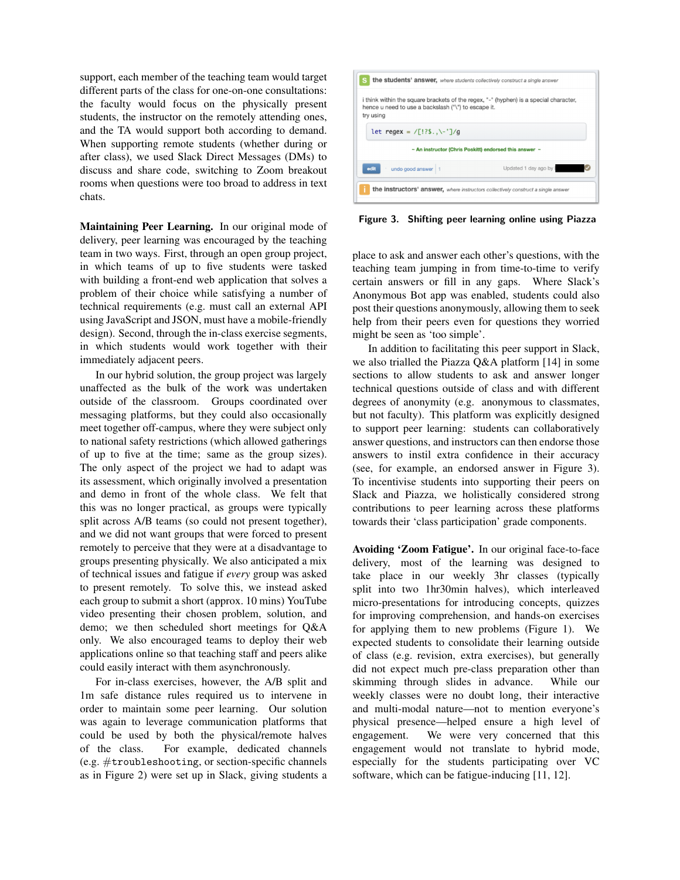support, each member of the teaching team would target different parts of the class for one-on-one consultations: the faculty would focus on the physically present students, the instructor on the remotely attending ones, and the TA would support both according to demand. When supporting remote students (whether during or after class), we used Slack Direct Messages (DMs) to discuss and share code, switching to Zoom breakout rooms when questions were too broad to address in text chats.

**Maintaining Peer Learning.** In our original mode of delivery, peer learning was encouraged by the teaching team in two ways. First, through an open group project, in which teams of up to five students were tasked with building a front-end web application that solves a problem of their choice while satisfying a number of technical requirements (e.g. must call an external API using JavaScript and JSON, must have a mobile-friendly design). Second, through the in-class exercise segments, in which students would work together with their immediately adjacent peers.

In our hybrid solution, the group project was largely unaffected as the bulk of the work was undertaken outside of the classroom. Groups coordinated over messaging platforms, but they could also occasionally meet together off-campus, where they were subject only to national safety restrictions (which allowed gatherings of up to five at the time; same as the group sizes). The only aspect of the project we had to adapt was its assessment, which originally involved a presentation and demo in front of the whole class. We felt that this was no longer practical, as groups were typically split across A/B teams (so could not present together), and we did not want groups that were forced to present remotely to perceive that they were at a disadvantage to groups presenting physically. We also anticipated a mix of technical issues and fatigue if *every* group was asked to present remotely. To solve this, we instead asked each group to submit a short (approx. 10 mins) YouTube video presenting their chosen problem, solution, and demo; we then scheduled short meetings for Q&A only. We also encouraged teams to deploy their web applications online so that teaching staff and peers alike could easily interact with them asynchronously.

For in-class exercises, however, the A/B split and 1m safe distance rules required us to intervene in order to maintain some peer learning. Our solution was again to leverage communication platforms that could be used by both the physical/remote halves of the class. For example, dedicated channels (e.g. `#troubleshooting`, or section-specific channels as in Figure 2) were set up in Slack, giving students a place to ask and answer each other's questions, with the teaching team jumping in from time-to-time to verify certain answers or fill in any gaps. Where Slack's Anonymous Bot app was enabled, students could also post their questions anonymously, allowing them to seek help from their peers even for questions they worried might be seen as 'too simple'.

In addition to facilitating this peer support in Slack, we also trialled the Piazza Q&A platform [14] in some sections to allow students to ask and answer longer technical questions outside of class and with different degrees of anonymity (e.g. anonymous to classmates, but not faculty). This platform was explicitly designed to support peer learning: students can collaboratively answer questions, and instructors can then endorse those answers to instil extra confidence in their accuracy (see, for example, an endorsed answer in Figure 3). To incentivise students into supporting their peers on Slack and Piazza, we holistically considered strong contributions to peer learning across these platforms towards their 'class participation' grade components.

**S** **the students' answer,** *where students collectively construct a single answer*

i think within the square brackets of the regex, "-" (hyphen) is a special character, hence u need to use a backslash ("\") to escape it.
try using

```
let regex = /[!?$.,\-']/g
```

~ An instructor (Chris Poskitt) endorsed this answer ~

edit | undo good answer | 1 | Updated 1 day ago by

**i** **the instructors' answer,** *where instructors collectively construct a single answer*

**Figure 3. Shifting peer learning online using Piazza**

**Avoiding 'Zoom Fatigue'.** In our original face-to-face delivery, most of the learning was designed to take place in our weekly 3hr classes (typically split into two 1hr30min halves), which interleaved micro-presentations for introducing concepts, quizzes for improving comprehension, and hands-on exercises for applying them to new problems (Figure 1). We expected students to consolidate their learning outside of class (e.g. revision, extra exercises), but generally did not expect much pre-class preparation other than skimming through slides in advance. While our weekly classes were no doubt long, their interactive and multi-modal nature—not to mention everyone's physical presence—helped ensure a high level of engagement. We were very concerned that this engagement would not translate to hybrid mode, especially for the students participating over VC software, which can be fatigue-inducing [11, 12].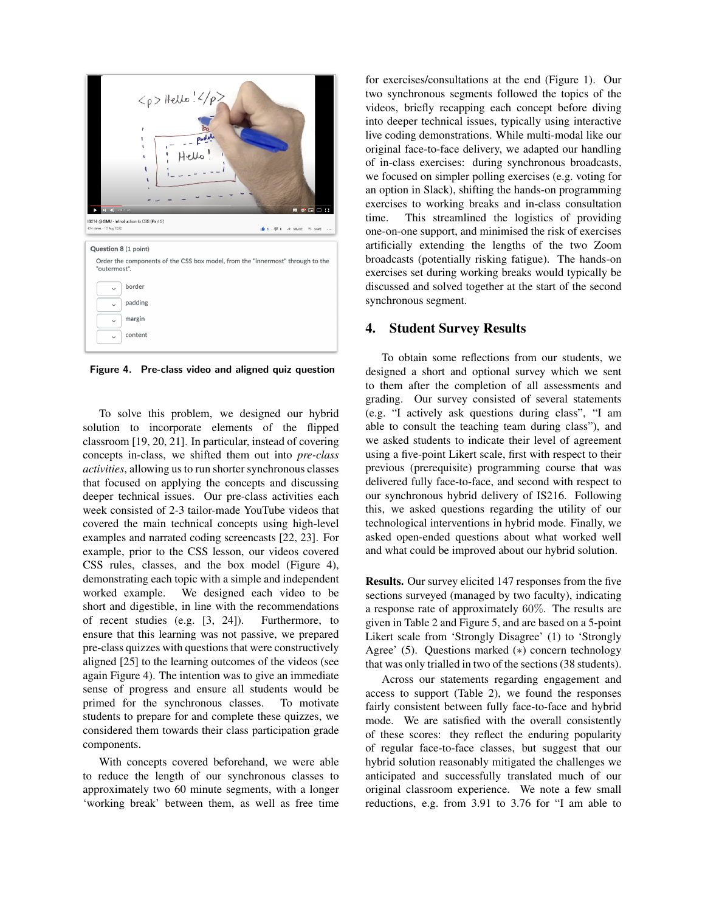Figure 4. Pre-class video and aligned quiz question

To solve this problem, we designed our hybrid solution to incorporate elements of the flipped classroom [19, 20, 21]. In particular, instead of covering concepts in-class, we shifted them out into *pre-class activities*, allowing us to run shorter synchronous classes that focused on applying the concepts and discussing deeper technical issues. Our pre-class activities each week consisted of 2-3 tailor-made YouTube videos that covered the main technical concepts using high-level examples and narrated coding screencasts [22, 23]. For example, prior to the CSS lesson, our videos covered CSS rules, classes, and the box model (Figure 4), demonstrating each topic with a simple and independent worked example. We designed each video to be short and digestible, in line with the recommendations of recent studies (e.g. [3, 24]). Furthermore, to ensure that this learning was not passive, we prepared pre-class quizzes with questions that were constructively aligned [25] to the learning outcomes of the videos (see again Figure 4). The intention was to give an immediate sense of progress and ensure all students would be primed for the synchronous classes. To motivate students to prepare for and complete these quizzes, we considered them towards their class participation grade components.

With concepts covered beforehand, we were able to reduce the length of our synchronous classes to approximately two 60 minute segments, with a longer 'working break' between them, as well as free time for exercises/consultations at the end (Figure 1). Our two synchronous segments followed the topics of the videos, briefly recapping each concept before diving into deeper technical issues, typically using interactive live coding demonstrations. While multi-modal like our original face-to-face delivery, we adapted our handling of in-class exercises: during synchronous broadcasts, we focused on simpler polling exercises (e.g. voting for an option in Slack), shifting the hands-on programming exercises to working breaks and in-class consultation time. This streamlined the logistics of providing one-on-one support, and minimised the risk of exercises artificially extending the lengths of the two Zoom broadcasts (potentially risking fatigue). The hands-on exercises set during working breaks would typically be discussed and solved together at the start of the second synchronous segment.

## 4. Student Survey Results

To obtain some reflections from our students, we designed a short and optional survey which we sent to them after the completion of all assessments and grading. Our survey consisted of several statements (e.g. "I actively ask questions during class", "I am able to consult the teaching team during class"), and we asked students to indicate their level of agreement using a five-point Likert scale, first with respect to their previous (prerequisite) programming course that was delivered fully face-to-face, and second with respect to our synchronous hybrid delivery of IS216. Following this, we asked questions regarding the utility of our technological interventions in hybrid mode. Finally, we asked open-ended questions about what worked well and what could be improved about our hybrid solution.

**Results.** Our survey elicited 147 responses from the five sections surveyed (managed by two faculty), indicating a response rate of approximately 60%. The results are given in Table 2 and Figure 5, and are based on a 5-point Likert scale from 'Strongly Disagree' (1) to 'Strongly Agree' (5). Questions marked (∗) concern technology that was only trialled in two of the sections (38 students).

Across our statements regarding engagement and access to support (Table 2), we found the responses fairly consistent between fully face-to-face and hybrid mode. We are satisfied with the overall consistently of these scores: they reflect the enduring popularity of regular face-to-face classes, but suggest that our hybrid solution reasonably mitigated the challenges we anticipated and successfully translated much of our original classroom experience. We note a few small reductions, e.g. from 3.91 to 3.76 for "I am able to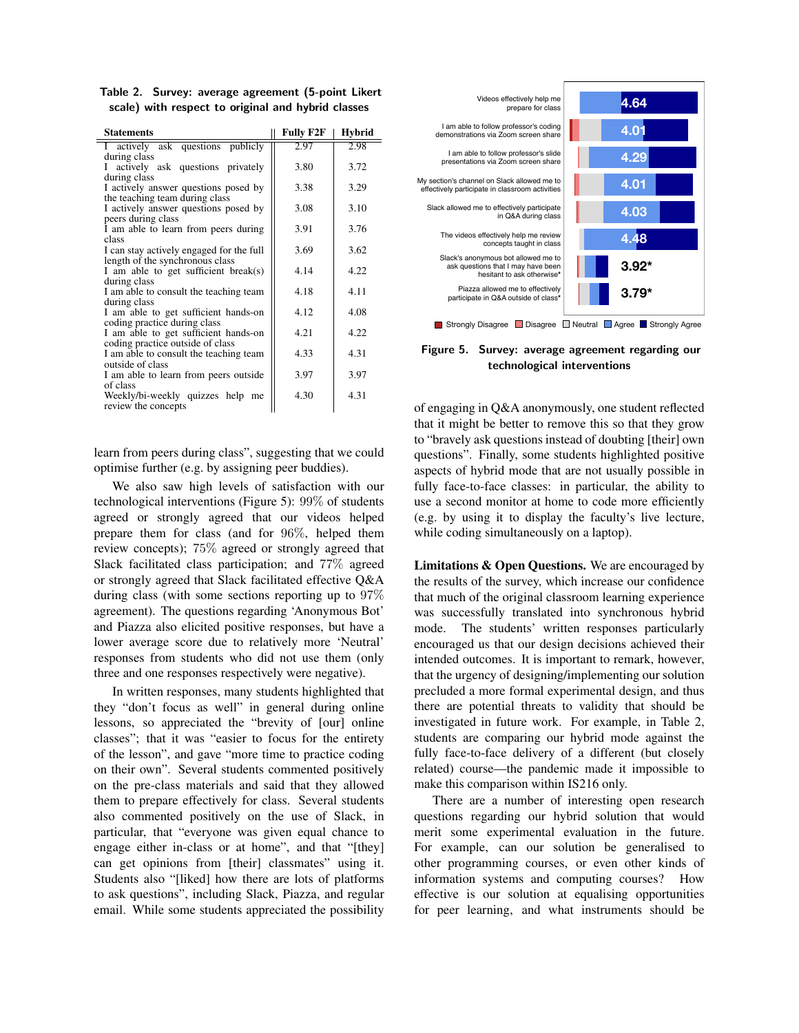**Table 2. Survey: average agreement (5-point Likert scale) with respect to original and hybrid classes**

| Statements | Fully F2F | Hybrid |
|---|---|---|
| I actively ask questions publicly during class | 2.97 | 2.98 |
| I actively ask questions privately during class | 3.80 | 3.72 |
| I actively answer questions posed by the teaching team during class | 3.38 | 3.29 |
| I actively answer questions posed by peers during class | 3.08 | 3.10 |
| I am able to learn from peers during class | 3.91 | 3.76 |
| I can stay actively engaged for the full length of the synchronous class | 3.69 | 3.62 |
| I am able to get sufficient break(s) during class | 4.14 | 4.22 |
| I am able to consult the teaching team during class | 4.18 | 4.11 |
| I am able to get sufficient hands-on coding practice during class | 4.12 | 4.08 |
| I am able to get sufficient hands-on coding practice outside of class | 4.21 | 4.22 |
| I am able to consult the teaching team outside of class | 4.33 | 4.31 |
| I am able to learn from peers outside of class | 3.97 | 3.97 |
| Weekly/bi-weekly quizzes help me review the concepts | 4.30 | 4.31 |

learn from peers during class", suggesting that we could optimise further (e.g. by assigning peer buddies).

We also saw high levels of satisfaction with our technological interventions (Figure 5): 99% of students agreed or strongly agreed that our videos helped prepare them for class (and for 96%, helped them review concepts); 75% agreed or strongly agreed that Slack facilitated class participation; and 77% agreed or strongly agreed that Slack facilitated effective Q&A during class (with some sections reporting up to 97% agreement). The questions regarding 'Anonymous Bot' and Piazza also elicited positive responses, but have a lower average score due to relatively more 'Neutral' responses from students who did not use them (only three and one responses respectively were negative).

In written responses, many students highlighted that they "don't focus as well" in general during online lessons, so appreciated the "brevity of [our] online classes"; that it was "easier to focus for the entirety of the lesson", and gave "more time to practice coding on their own". Several students commented positively on the pre-class materials and said that they allowed them to prepare effectively for class. Several students also commented positively on the use of Slack, in particular, that "everyone was given equal chance to engage either in-class or at home", and that "[they] can get opinions from [their] classmates" using it. Students also "[liked] how there are lots of platforms to ask questions", including Slack, Piazza, and regular email. While some students appreciated the possibility

| Statement | Average agreement |
|---|---|
| Videos effectively help me prepare for class | 4.64 |
| I am able to follow professor's coding demonstrations via Zoom screen share | 4.01 |
| I am able to follow professor's slide presentations via Zoom screen share | 4.29 |
| My section's channel on Slack allowed me to effectively participate in classroom activities | 4.01 |
| Slack allowed me to effectively participate in Q&A during class | 4.03 |
| The videos effectively help me review concepts taught in class | 4.48 |
| Slack's anonymous bot allowed me to ask questions that I may have been hesitant to ask otherwise* | 3.92* |
| Piazza allowed me to effectively participate in Q&A outside of class* | 3.79* |

Strongly Disagree / Disagree / Neutral / Agree / Strongly Agree

**Figure 5. Survey: average agreement regarding our technological interventions**

of engaging in Q&A anonymously, one student reflected that it might be better to remove this so that they grow to "bravely ask questions instead of doubting [their] own questions". Finally, some students highlighted positive aspects of hybrid mode that are not usually possible in fully face-to-face classes: in particular, the ability to use a second monitor at home to code more efficiently (e.g. by using it to display the faculty's live lecture, while coding simultaneously on a laptop).

**Limitations & Open Questions.** We are encouraged by the results of the survey, which increase our confidence that much of the original classroom learning experience was successfully translated into synchronous hybrid mode. The students' written responses particularly encouraged us that our design decisions achieved their intended outcomes. It is important to remark, however, that the urgency of designing/implementing our solution precluded a more formal experimental design, and thus there are potential threats to validity that should be investigated in future work. For example, in Table 2, students are comparing our hybrid mode against the fully face-to-face delivery of a different (but closely related) course—the pandemic made it impossible to make this comparison within IS216 only.

There are a number of interesting open research questions regarding our hybrid solution that would merit some experimental evaluation in the future. For example, can our solution be generalised to other programming courses, or even other kinds of information systems and computing courses? How effective is our solution at equalising opportunities for peer learning, and what instruments should be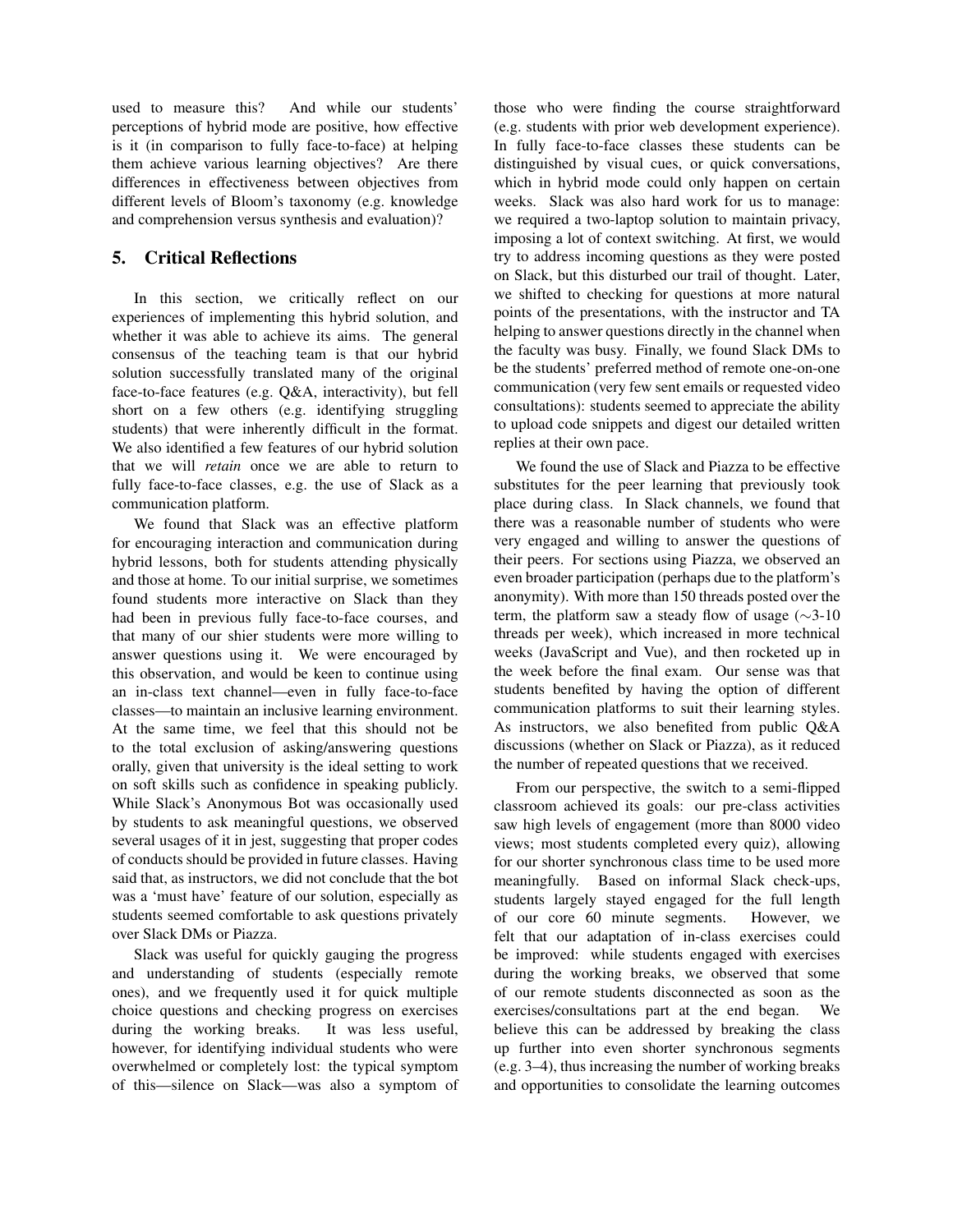used to measure this? And while our students' perceptions of hybrid mode are positive, how effective is it (in comparison to fully face-to-face) at helping them achieve various learning objectives? Are there differences in effectiveness between objectives from different levels of Bloom's taxonomy (e.g. knowledge and comprehension versus synthesis and evaluation)?

## 5. Critical Reflections

In this section, we critically reflect on our experiences of implementing this hybrid solution, and whether it was able to achieve its aims. The general consensus of the teaching team is that our hybrid solution successfully translated many of the original face-to-face features (e.g. Q&A, interactivity), but fell short on a few others (e.g. identifying struggling students) that were inherently difficult in the format. We also identified a few features of our hybrid solution that we will *retain* once we are able to return to fully face-to-face classes, e.g. the use of Slack as a communication platform.

We found that Slack was an effective platform for encouraging interaction and communication during hybrid lessons, both for students attending physically and those at home. To our initial surprise, we sometimes found students more interactive on Slack than they had been in previous fully face-to-face courses, and that many of our shier students were more willing to answer questions using it. We were encouraged by this observation, and would be keen to continue using an in-class text channel—even in fully face-to-face classes—to maintain an inclusive learning environment. At the same time, we feel that this should not be to the total exclusion of asking/answering questions orally, given that university is the ideal setting to work on soft skills such as confidence in speaking publicly. While Slack's Anonymous Bot was occasionally used by students to ask meaningful questions, we observed several usages of it in jest, suggesting that proper codes of conducts should be provided in future classes. Having said that, as instructors, we did not conclude that the bot was a 'must have' feature of our solution, especially as students seemed comfortable to ask questions privately over Slack DMs or Piazza.

Slack was useful for quickly gauging the progress and understanding of students (especially remote ones), and we frequently used it for quick multiple choice questions and checking progress on exercises during the working breaks. It was less useful, however, for identifying individual students who were overwhelmed or completely lost: the typical symptom of this—silence on Slack—was also a symptom of those who were finding the course straightforward (e.g. students with prior web development experience). In fully face-to-face classes these students can be distinguished by visual cues, or quick conversations, which in hybrid mode could only happen on certain weeks. Slack was also hard work for us to manage: we required a two-laptop solution to maintain privacy, imposing a lot of context switching. At first, we would try to address incoming questions as they were posted on Slack, but this disturbed our trail of thought. Later, we shifted to checking for questions at more natural points of the presentations, with the instructor and TA helping to answer questions directly in the channel when the faculty was busy. Finally, we found Slack DMs to be the students' preferred method of remote one-on-one communication (very few sent emails or requested video consultations): students seemed to appreciate the ability to upload code snippets and digest our detailed written replies at their own pace.

We found the use of Slack and Piazza to be effective substitutes for the peer learning that previously took place during class. In Slack channels, we found that there was a reasonable number of students who were very engaged and willing to answer the questions of their peers. For sections using Piazza, we observed an even broader participation (perhaps due to the platform's anonymity). With more than 150 threads posted over the term, the platform saw a steady flow of usage ($\sim$3-10 threads per week), which increased in more technical weeks (JavaScript and Vue), and then rocketed up in the week before the final exam. Our sense was that students benefited by having the option of different communication platforms to suit their learning styles. As instructors, we also benefited from public Q&A discussions (whether on Slack or Piazza), as it reduced the number of repeated questions that we received.

From our perspective, the switch to a semi-flipped classroom achieved its goals: our pre-class activities saw high levels of engagement (more than 8000 video views; most students completed every quiz), allowing for our shorter synchronous class time to be used more meaningfully. Based on informal Slack check-ups, students largely stayed engaged for the full length of our core 60 minute segments. However, we felt that our adaptation of in-class exercises could be improved: while students engaged with exercises during the working breaks, we observed that some of our remote students disconnected as soon as the exercises/consultations part at the end began. We believe this can be addressed by breaking the class up further into even shorter synchronous segments (e.g. 3–4), thus increasing the number of working breaks and opportunities to consolidate the learning outcomes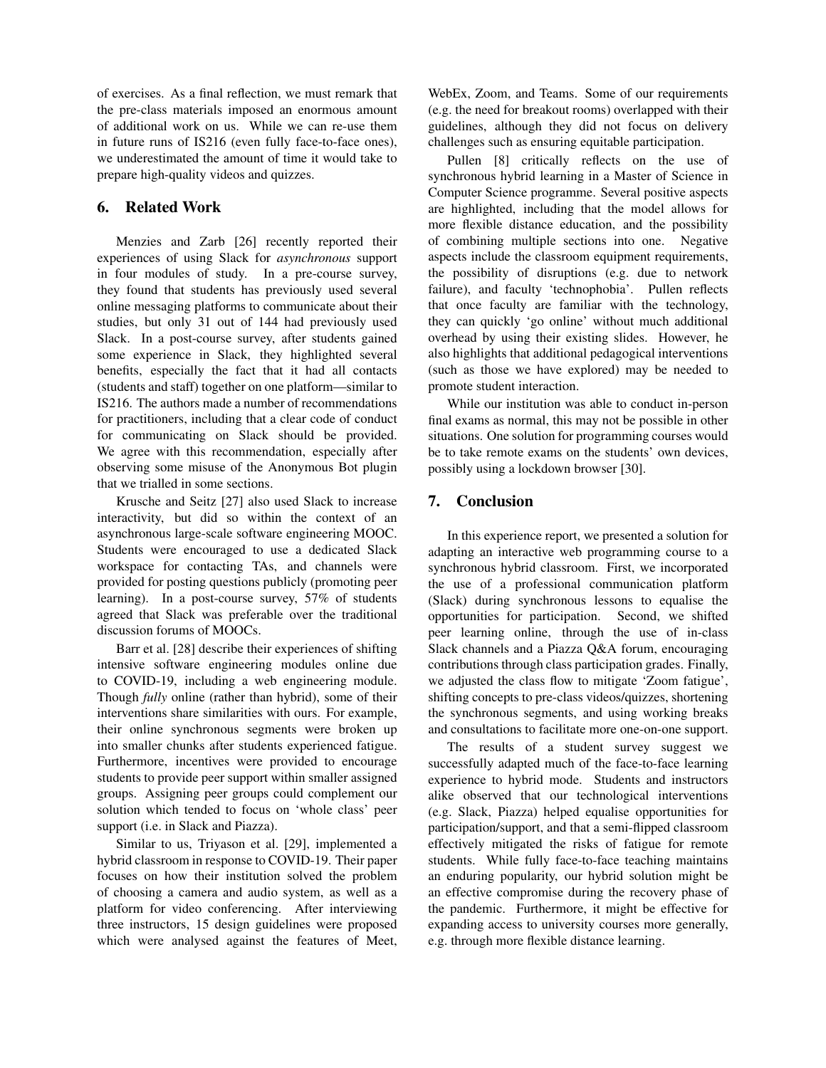of exercises. As a final reflection, we must remark that the pre-class materials imposed an enormous amount of additional work on us. While we can re-use them in future runs of IS216 (even fully face-to-face ones), we underestimated the amount of time it would take to prepare high-quality videos and quizzes.

## 6. Related Work

Menzies and Zarb [26] recently reported their experiences of using Slack for *asynchronous* support in four modules of study. In a pre-course survey, they found that students has previously used several online messaging platforms to communicate about their studies, but only 31 out of 144 had previously used Slack. In a post-course survey, after students gained some experience in Slack, they highlighted several benefits, especially the fact that it had all contacts (students and staff) together on one platform—similar to IS216. The authors made a number of recommendations for practitioners, including that a clear code of conduct for communicating on Slack should be provided. We agree with this recommendation, especially after observing some misuse of the Anonymous Bot plugin that we trialled in some sections.

Krusche and Seitz [27] also used Slack to increase interactivity, but did so within the context of an asynchronous large-scale software engineering MOOC. Students were encouraged to use a dedicated Slack workspace for contacting TAs, and channels were provided for posting questions publicly (promoting peer learning). In a post-course survey, 57% of students agreed that Slack was preferable over the traditional discussion forums of MOOCs.

Barr et al. [28] describe their experiences of shifting intensive software engineering modules online due to COVID-19, including a web engineering module. Though *fully* online (rather than hybrid), some of their interventions share similarities with ours. For example, their online synchronous segments were broken up into smaller chunks after students experienced fatigue. Furthermore, incentives were provided to encourage students to provide peer support within smaller assigned groups. Assigning peer groups could complement our solution which tended to focus on 'whole class' peer support (i.e. in Slack and Piazza).

Similar to us, Triyason et al. [29], implemented a hybrid classroom in response to COVID-19. Their paper focuses on how their institution solved the problem of choosing a camera and audio system, as well as a platform for video conferencing. After interviewing three instructors, 15 design guidelines were proposed which were analysed against the features of Meet, WebEx, Zoom, and Teams. Some of our requirements (e.g. the need for breakout rooms) overlapped with their guidelines, although they did not focus on delivery challenges such as ensuring equitable participation.

Pullen [8] critically reflects on the use of synchronous hybrid learning in a Master of Science in Computer Science programme. Several positive aspects are highlighted, including that the model allows for more flexible distance education, and the possibility of combining multiple sections into one. Negative aspects include the classroom equipment requirements, the possibility of disruptions (e.g. due to network failure), and faculty 'technophobia'. Pullen reflects that once faculty are familiar with the technology, they can quickly 'go online' without much additional overhead by using their existing slides. However, he also highlights that additional pedagogical interventions (such as those we have explored) may be needed to promote student interaction.

While our institution was able to conduct in-person final exams as normal, this may not be possible in other situations. One solution for programming courses would be to take remote exams on the students' own devices, possibly using a lockdown browser [30].

## 7. Conclusion

In this experience report, we presented a solution for adapting an interactive web programming course to a synchronous hybrid classroom. First, we incorporated the use of a professional communication platform (Slack) during synchronous lessons to equalise the opportunities for participation. Second, we shifted peer learning online, through the use of in-class Slack channels and a Piazza Q&A forum, encouraging contributions through class participation grades. Finally, we adjusted the class flow to mitigate 'Zoom fatigue', shifting concepts to pre-class videos/quizzes, shortening the synchronous segments, and using working breaks and consultations to facilitate more one-on-one support.

The results of a student survey suggest we successfully adapted much of the face-to-face learning experience to hybrid mode. Students and instructors alike observed that our technological interventions (e.g. Slack, Piazza) helped equalise opportunities for participation/support, and that a semi-flipped classroom effectively mitigated the risks of fatigue for remote students. While fully face-to-face teaching maintains an enduring popularity, our hybrid solution might be an effective compromise during the recovery phase of the pandemic. Furthermore, it might be effective for expanding access to university courses more generally, e.g. through more flexible distance learning.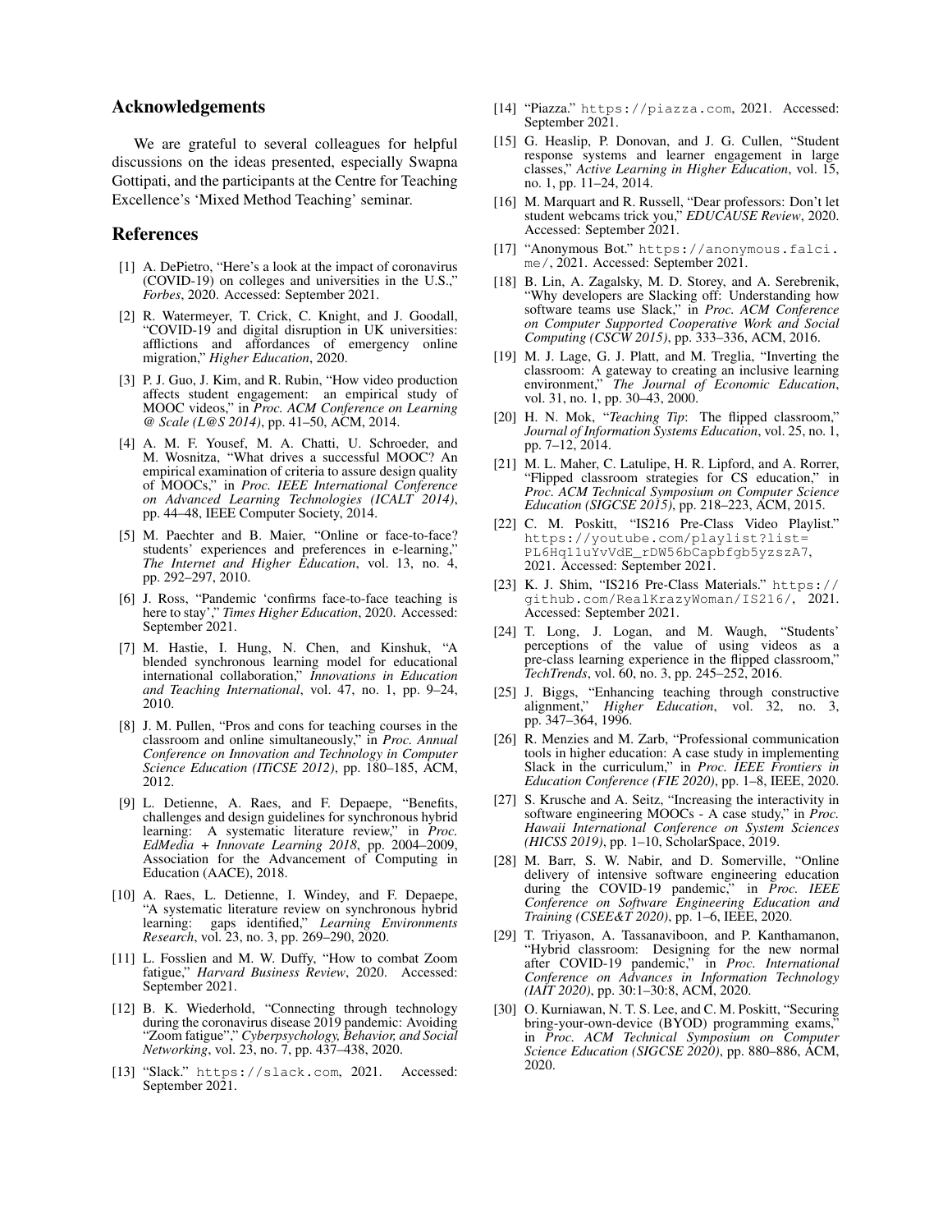## Acknowledgements

We are grateful to several colleagues for helpful discussions on the ideas presented, especially Swapna Gottipati, and the participants at the Centre for Teaching Excellence's 'Mixed Method Teaching' seminar.

## References

[1] A. DePietro, "Here's a look at the impact of coronavirus (COVID-19) on colleges and universities in the U.S.," *Forbes*, 2020. Accessed: September 2021.

[2] R. Watermeyer, T. Crick, C. Knight, and J. Goodall, "COVID-19 and digital disruption in UK universities: afflictions and affordances of emergency online migration," *Higher Education*, 2020.

[3] P. J. Guo, J. Kim, and R. Rubin, "How video production affects student engagement: an empirical study of MOOC videos," in *Proc. ACM Conference on Learning @ Scale (L@S 2014)*, pp. 41–50, ACM, 2014.

[4] A. M. F. Yousef, M. A. Chatti, U. Schroeder, and M. Wosnitza, "What drives a successful MOOC? An empirical examination of criteria to assure design quality of MOOCs," in *Proc. IEEE International Conference on Advanced Learning Technologies (ICALT 2014)*, pp. 44–48, IEEE Computer Society, 2014.

[5] M. Paechter and B. Maier, "Online or face-to-face? students' experiences and preferences in e-learning," *The Internet and Higher Education*, vol. 13, no. 4, pp. 292–297, 2010.

[6] J. Ross, "Pandemic 'confirms face-to-face teaching is here to stay'," *Times Higher Education*, 2020. Accessed: September 2021.

[7] M. Hastie, I. Hung, N. Chen, and Kinshuk, "A blended synchronous learning model for educational international collaboration," *Innovations in Education and Teaching International*, vol. 47, no. 1, pp. 9–24, 2010.

[8] J. M. Pullen, "Pros and cons for teaching courses in the classroom and online simultaneously," in *Proc. Annual Conference on Innovation and Technology in Computer Science Education (ITiCSE 2012)*, pp. 180–185, ACM, 2012.

[9] L. Detienne, A. Raes, and F. Depaepe, "Benefits, challenges and design guidelines for synchronous hybrid learning: A systematic literature review," in *Proc. EdMedia + Innovate Learning 2018*, pp. 2004–2009, Association for the Advancement of Computing in Education (AACE), 2018.

[10] A. Raes, L. Detienne, I. Windey, and F. Depaepe, "A systematic literature review on synchronous hybrid learning: gaps identified," *Learning Environments Research*, vol. 23, no. 3, pp. 269–290, 2020.

[11] L. Fosslien and M. W. Duffy, "How to combat Zoom fatigue," *Harvard Business Review*, 2020. Accessed: September 2021.

[12] B. K. Wiederhold, "Connecting through technology during the coronavirus disease 2019 pandemic: Avoiding "Zoom fatigue"," *Cyberpsychology, Behavior, and Social Networking*, vol. 23, no. 7, pp. 437–438, 2020.

[13] "Slack." https://slack.com, 2021. Accessed: September 2021.

[14] "Piazza." https://piazza.com, 2021. Accessed: September 2021.

[15] G. Heaslip, P. Donovan, and J. G. Cullen, "Student response systems and learner engagement in large classes," *Active Learning in Higher Education*, vol. 15, no. 1, pp. 11–24, 2014.

[16] M. Marquart and R. Russell, "Dear professors: Don't let student webcams trick you," *EDUCAUSE Review*, 2020. Accessed: September 2021.

[17] "Anonymous Bot." https://anonymous.falci.me/, 2021. Accessed: September 2021.

[18] B. Lin, A. Zagalsky, M. D. Storey, and A. Serebrenik, "Why developers are Slacking off: Understanding how software teams use Slack," in *Proc. ACM Conference on Computer Supported Cooperative Work and Social Computing (CSCW 2015)*, pp. 333–336, ACM, 2016.

[19] M. J. Lage, G. J. Platt, and M. Treglia, "Inverting the classroom: A gateway to creating an inclusive learning environment," *The Journal of Economic Education*, vol. 31, no. 1, pp. 30–43, 2000.

[20] H. N. Mok, "*Teaching Tip*: The flipped classroom," *Journal of Information Systems Education*, vol. 25, no. 1, pp. 7–12, 2014.

[21] M. L. Maher, C. Latulipe, H. R. Lipford, and A. Rorrer, "Flipped classroom strategies for CS education," in *Proc. ACM Technical Symposium on Computer Science Education (SIGCSE 2015)*, pp. 218–223, ACM, 2015.

[22] C. M. Poskitt, "IS216 Pre-Class Video Playlist." https://youtube.com/playlist?list=PL6Hq11uYvVdE_rDW56bCapbfgb5yzszA7, 2021. Accessed: September 2021.

[23] K. J. Shim, "IS216 Pre-Class Materials." https://github.com/RealKrazyWoman/IS216/, 2021. Accessed: September 2021.

[24] T. Long, J. Logan, and M. Waugh, "Students' perceptions of the value of using videos as a pre-class learning experience in the flipped classroom," *TechTrends*, vol. 60, no. 3, pp. 245–252, 2016.

[25] J. Biggs, "Enhancing teaching through constructive alignment," *Higher Education*, vol. 32, no. 3, pp. 347–364, 1996.

[26] R. Menzies and M. Zarb, "Professional communication tools in higher education: A case study in implementing Slack in the curriculum," in *Proc. IEEE Frontiers in Education Conference (FIE 2020)*, pp. 1–8, IEEE, 2020.

[27] S. Krusche and A. Seitz, "Increasing the interactivity in software engineering MOOCs - A case study," in *Proc. Hawaii International Conference on System Sciences (HICSS 2019)*, pp. 1–10, ScholarSpace, 2019.

[28] M. Barr, S. W. Nabir, and D. Somerville, "Online delivery of intensive software engineering education during the COVID-19 pandemic," in *Proc. IEEE Conference on Software Engineering Education and Training (CSEE&T 2020)*, pp. 1–6, IEEE, 2020.

[29] T. Triyason, A. Tassanaviboon, and P. Kanthamanon, "Hybrid classroom: Designing for the new normal after COVID-19 pandemic," in *Proc. International Conference on Advances in Information Technology (IAIT 2020)*, pp. 30:1–30:8, ACM, 2020.

[30] O. Kurniawan, N. T. S. Lee, and C. M. Poskitt, "Securing bring-your-own-device (BYOD) programming exams," in *Proc. ACM Technical Symposium on Computer Science Education (SIGCSE 2020)*, pp. 880–886, ACM, 2020.